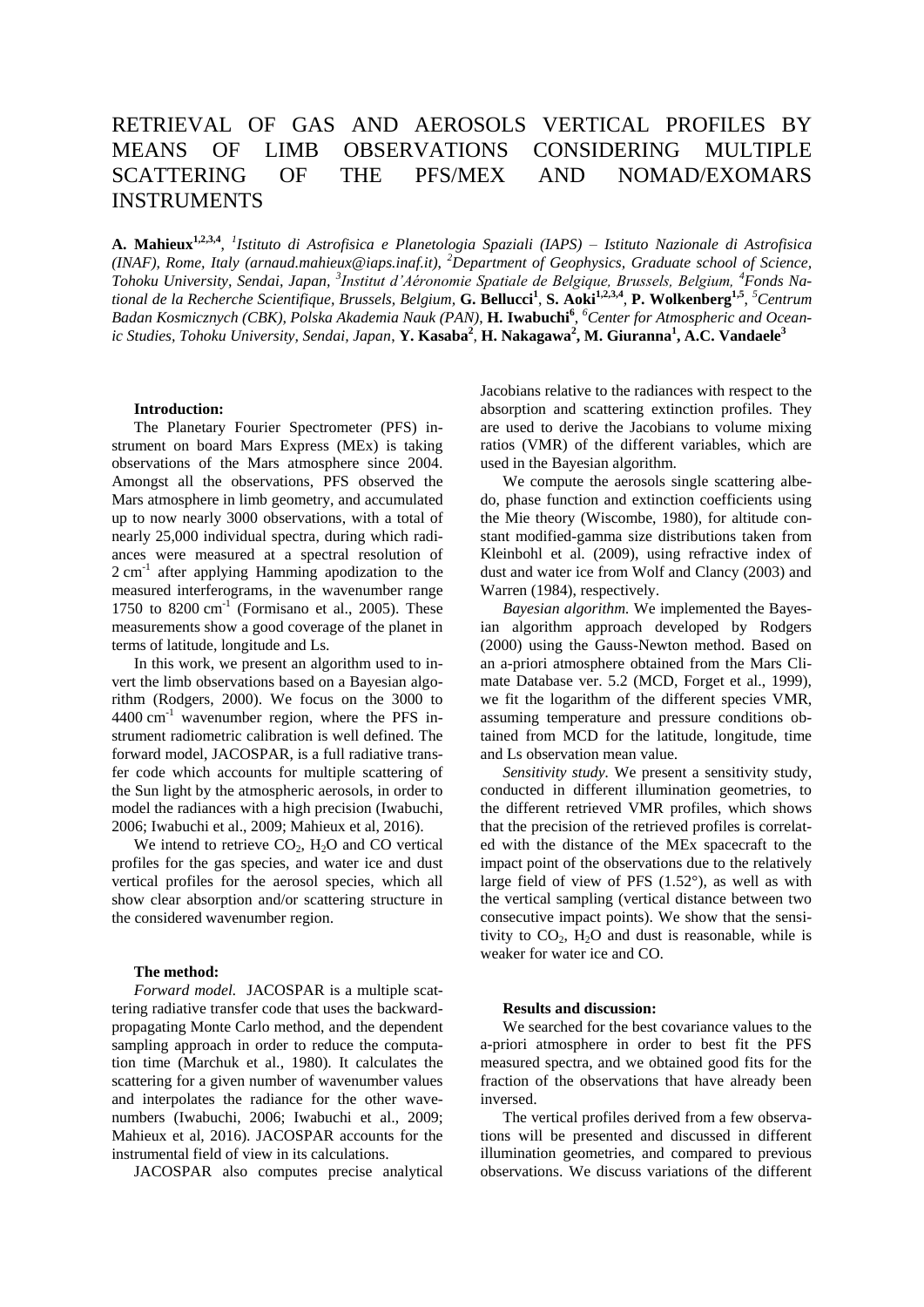# RETRIEVAL OF GAS AND AEROSOLS VERTICAL PROFILES BY MEANS OF LIMB OBSERVATIONS CONSIDERING MULTIPLE SCATTERING OF THE PFS/MEX AND NOMAD/EXOMARS INSTRUMENTS

**A. Mahieux**[1,2,3,4], [1]*Istituto di Astrofisica e Planetologia Spaziali (IAPS) – Istituto Nazionale di Astrofisica (INAF), Rome, Italy (arnaud.mahieux@iaps.inaf.it),* [2]*Department of Geophysics, Graduate school of Science, Tohoku University, Sendai, Japan,* [3]*Institut d'Aéronomie Spatiale de Belgique, Brussels, Belgium,* [4]*Fonds National de la Recherche Scientifique, Brussels, Belgium,* **G. Bellucci**[1], **S. Aoki**[1,2,3,4], **P. Wolkenberg**[1,5], [5]*Centrum Badan Kosmicznych (CBK), Polska Akademia Nauk (PAN),* **H. Iwabuchi**[6], [6]*Center for Atmospheric and Oceanic Studies, Tohoku University, Sendai, Japan,* **Y. Kasaba**[2], **H. Nakagawa**[2], **M. Giuranna**[1], **A.C. Vandaele**[3]

**Introduction:**

The Planetary Fourier Spectrometer (PFS) instrument on board Mars Express (MEx) is taking observations of the Mars atmosphere since 2004. Amongst all the observations, PFS observed the Mars atmosphere in limb geometry, and accumulated up to now nearly 3000 observations, with a total of nearly 25,000 individual spectra, during which radiances were measured at a spectral resolution of 2 cm$^{-1}$ after applying Hamming apodization to the measured interferograms, in the wavenumber range 1750 to 8200 cm$^{-1}$ (Formisano et al., 2005). These measurements show a good coverage of the planet in terms of latitude, longitude and Ls.

In this work, we present an algorithm used to invert the limb observations based on a Bayesian algorithm (Rodgers, 2000). We focus on the 3000 to 4400 cm$^{-1}$ wavenumber region, where the PFS instrument radiometric calibration is well defined. The forward model, JACOSPAR, is a full radiative transfer code which accounts for multiple scattering of the Sun light by the atmospheric aerosols, in order to model the radiances with a high precision (Iwabuchi, 2006; Iwabuchi et al., 2009; Mahieux et al, 2016).

We intend to retrieve $CO_2$, $H_2O$ and CO vertical profiles for the gas species, and water ice and dust vertical profiles for the aerosol species, which all show clear absorption and/or scattering structure in the considered wavenumber region.

**The method:**

*Forward model.* JACOSPAR is a multiple scattering radiative transfer code that uses the backward-propagating Monte Carlo method, and the dependent sampling approach in order to reduce the computation time (Marchuk et al., 1980). It calculates the scattering for a given number of wavenumber values and interpolates the radiance for the other wavenumbers (Iwabuchi, 2006; Iwabuchi et al., 2009; Mahieux et al, 2016). JACOSPAR accounts for the instrumental field of view in its calculations.

JACOSPAR also computes precise analytical Jacobians relative to the radiances with respect to the absorption and scattering extinction profiles. They are used to derive the Jacobians to volume mixing ratios (VMR) of the different variables, which are used in the Bayesian algorithm.

We compute the aerosols single scattering albedo, phase function and extinction coefficients using the Mie theory (Wiscombe, 1980), for altitude constant modified-gamma size distributions taken from Kleinbohl et al. (2009), using refractive index of dust and water ice from Wolf and Clancy (2003) and Warren (1984), respectively.

*Bayesian algorithm.* We implemented the Bayesian algorithm approach developed by Rodgers (2000) using the Gauss-Newton method. Based on an a-priori atmosphere obtained from the Mars Climate Database ver. 5.2 (MCD, Forget et al., 1999), we fit the logarithm of the different species VMR, assuming temperature and pressure conditions obtained from MCD for the latitude, longitude, time and Ls observation mean value.

*Sensitivity study.* We present a sensitivity study, conducted in different illumination geometries, to the different retrieved VMR profiles, which shows that the precision of the retrieved profiles is correlated with the distance of the MEx spacecraft to the impact point of the observations due to the relatively large field of view of PFS (1.52°), as well as with the vertical sampling (vertical distance between two consecutive impact points). We show that the sensitivity to $CO_2$, $H_2O$ and dust is reasonable, while is weaker for water ice and CO.

**Results and discussion:**

We searched for the best covariance values to the a-priori atmosphere in order to best fit the PFS measured spectra, and we obtained good fits for the fraction of the observations that have already been inversed.

The vertical profiles derived from a few observations will be presented and discussed in different illumination geometries, and compared to previous observations. We discuss variations of the different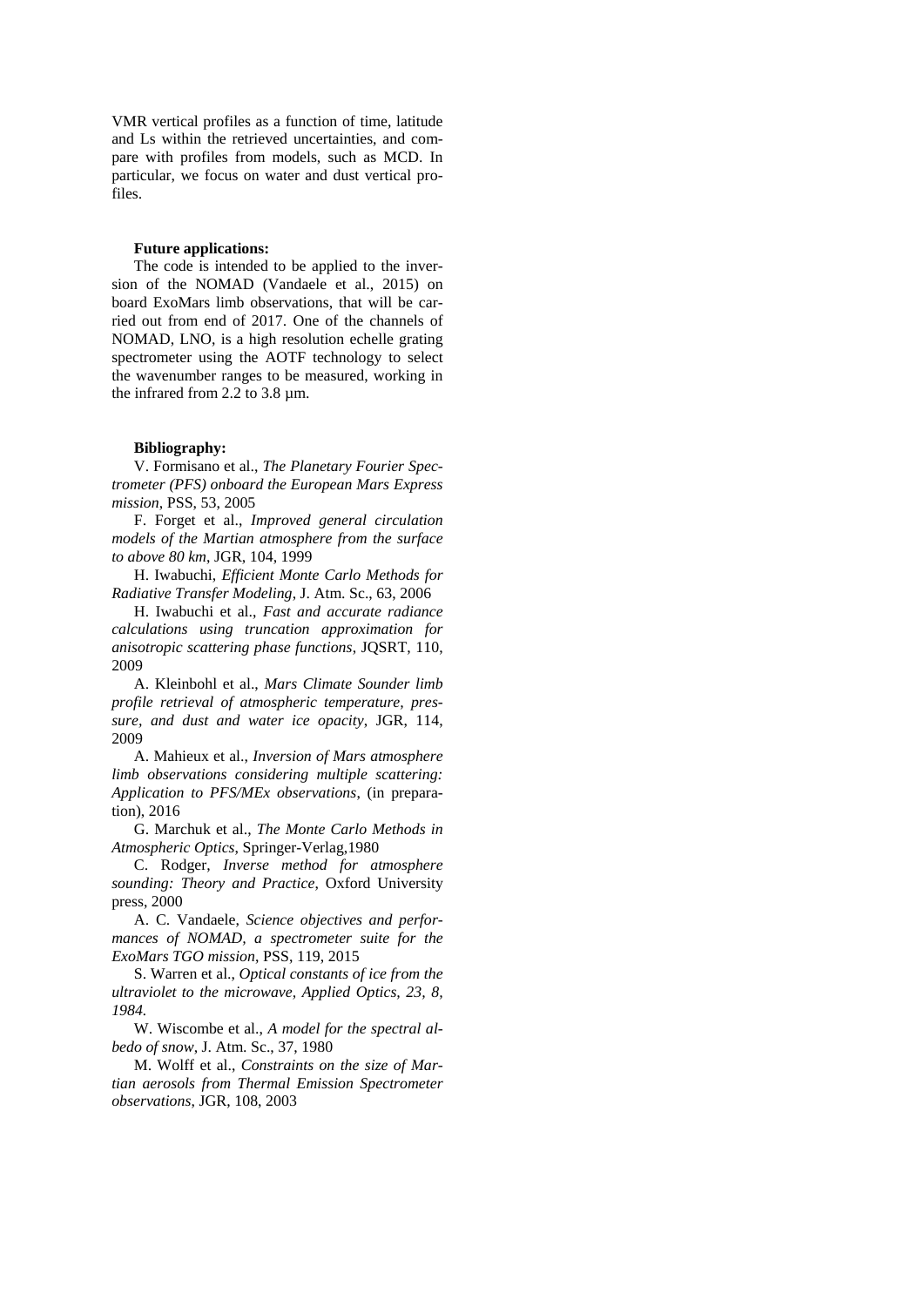VMR vertical profiles as a function of time, latitude and Ls within the retrieved uncertainties, and compare with profiles from models, such as MCD. In particular, we focus on water and dust vertical profiles.

**Future applications:**

The code is intended to be applied to the inversion of the NOMAD (Vandaele et al., 2015) on board ExoMars limb observations, that will be carried out from end of 2017. One of the channels of NOMAD, LNO, is a high resolution echelle grating spectrometer using the AOTF technology to select the wavenumber ranges to be measured, working in the infrared from 2.2 to 3.8 µm.

**Bibliography:**

V. Formisano et al., *The Planetary Fourier Spectrometer (PFS) onboard the European Mars Express mission*, PSS, 53, 2005

F. Forget et al., *Improved general circulation models of the Martian atmosphere from the surface to above 80 km*, JGR, 104, 1999

H. Iwabuchi, *Efficient Monte Carlo Methods for Radiative Transfer Modeling*, J. Atm. Sc., 63, 2006

H. Iwabuchi et al., *Fast and accurate radiance calculations using truncation approximation for anisotropic scattering phase functions*, JQSRT, 110, 2009

A. Kleinbohl et al., *Mars Climate Sounder limb profile retrieval of atmospheric temperature, pressure, and dust and water ice opacity*, JGR, 114, 2009

A. Mahieux et al., *Inversion of Mars atmosphere limb observations considering multiple scattering: Application to PFS/MEx observations*, (in preparation), 2016

G. Marchuk et al., *The Monte Carlo Methods in Atmospheric Optics*, Springer-Verlag,1980

C. Rodger, *Inverse method for atmosphere sounding: Theory and Practice*, Oxford University press, 2000

A. C. Vandaele, *Science objectives and performances of NOMAD, a spectrometer suite for the ExoMars TGO mission*, PSS, 119, 2015

S. Warren et al., *Optical constants of ice from the ultraviolet to the microwave, Applied Optics, 23, 8, 1984.*

W. Wiscombe et al., *A model for the spectral albedo of snow*, J. Atm. Sc., 37, 1980

M. Wolff et al., *Constraints on the size of Martian aerosols from Thermal Emission Spectrometer observations*, JGR, 108, 2003